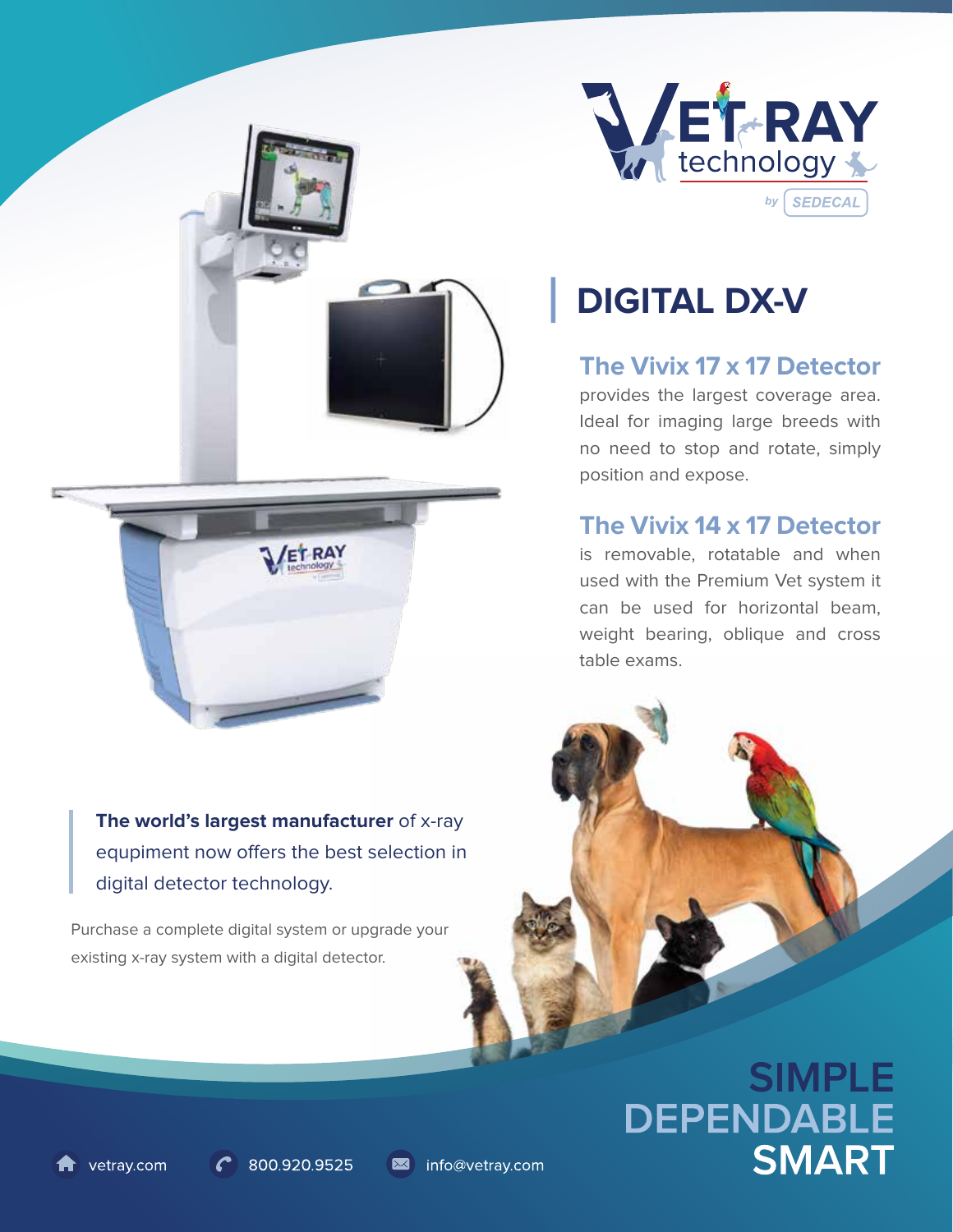VET-RAY technology by SEDECAL

# DIGITAL DX-V

### The Vivix 17 x 17 Detector

provides the largest coverage area. Ideal for imaging large breeds with no need to stop and rotate, simply position and expose.

### The Vivix 14 x 17 Detector

is removable, rotatable and when used with the Premium Vet system it can be used for horizontal beam, weight bearing, oblique and cross table exams.

**The world's largest manufacturer** of x-ray equipment now offers the best selection in digital detector technology.

Purchase a complete digital system or upgrade your existing x-ray system with a digital detector.

**SIMPLE**
**DEPENDABLE**
**SMART**

vetray.com 800.920.9525 info@vetray.com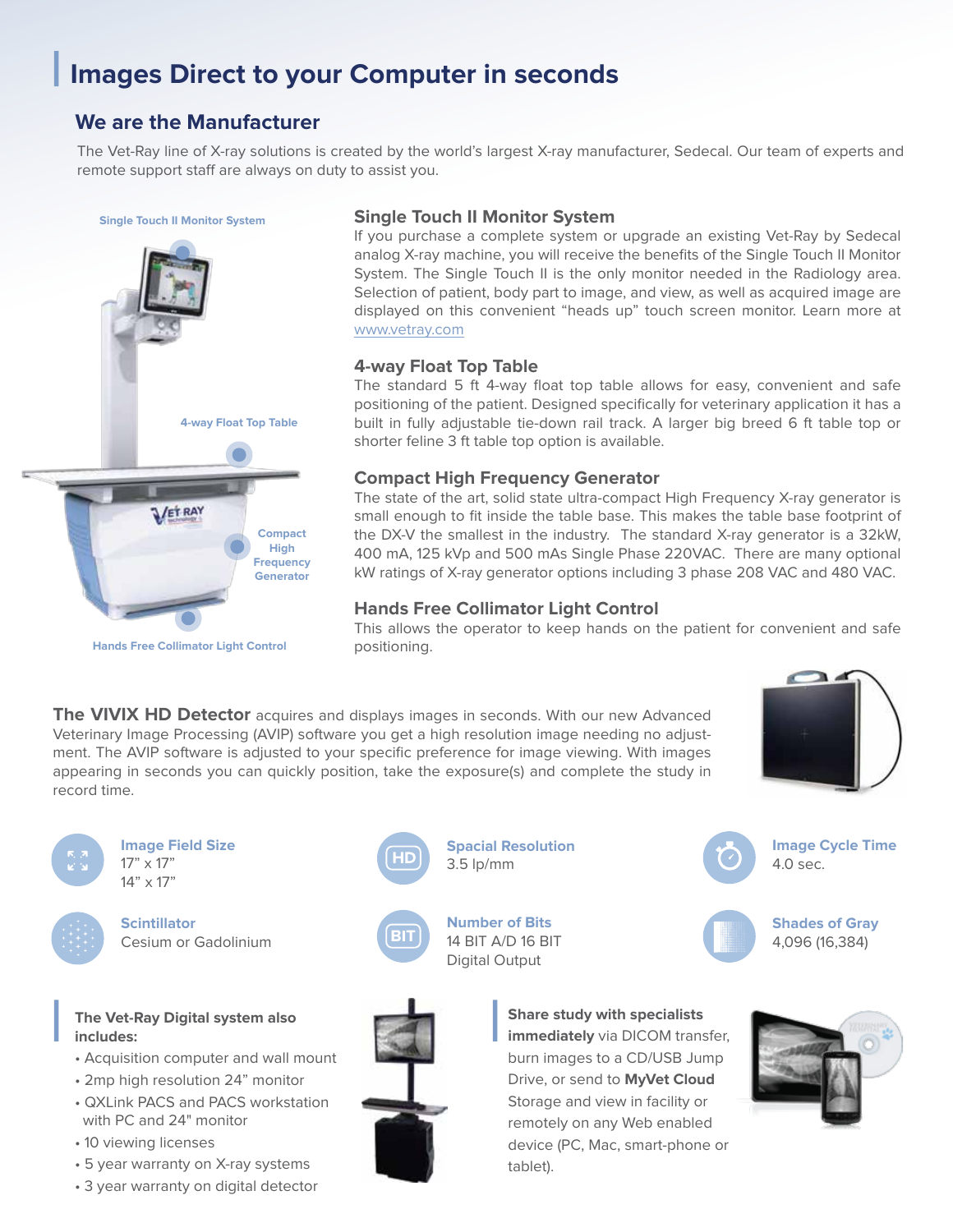# Images Direct to your Computer in seconds

## We are the Manufacturer

The Vet-Ray line of X-ray solutions is created by the world's largest X-ray manufacturer, Sedecal. Our team of experts and remote support staff are always on duty to assist you.

Single Touch II Monitor System

4-way Float Top Table

Compact High Frequency Generator

Hands Free Collimator Light Control

### Single Touch II Monitor System

If you purchase a complete system or upgrade an existing Vet-Ray by Sedecal analog X-ray machine, you will receive the benefits of the Single Touch II Monitor System. The Single Touch II is the only monitor needed in the Radiology area. Selection of patient, body part to image, and view, as well as acquired image are displayed on this convenient "heads up" touch screen monitor. Learn more at www.vetray.com

### 4-way Float Top Table

The standard 5 ft 4-way float top table allows for easy, convenient and safe positioning of the patient. Designed specifically for veterinary application it has a built in fully adjustable tie-down rail track. A larger big breed 6 ft table top or shorter feline 3 ft table top option is available.

### Compact High Frequency Generator

The state of the art, solid state ultra-compact High Frequency X-ray generator is small enough to fit inside the table base. This makes the table base footprint of the DX-V the smallest in the industry. The standard X-ray generator is a 32kW, 400 mA, 125 kVp and 500 mAs Single Phase 220VAC. There are many optional kW ratings of X-ray generator options including 3 phase 208 VAC and 480 VAC.

### Hands Free Collimator Light Control

This allows the operator to keep hands on the patient for convenient and safe positioning.

**The VIVIX HD Detector** acquires and displays images in seconds. With our new Advanced Veterinary Image Processing (AVIP) software you get a high resolution image needing no adjustment. The AVIP software is adjusted to your specific preference for image viewing. With images appearing in seconds you can quickly position, take the exposure(s) and complete the study in record time.

**Image Field Size**
17" x 17"
14" x 17"

**Spacial Resolution**
3.5 lp/mm

**Image Cycle Time**
4.0 sec.

**Scintillator**
Cesium or Gadolinium

**Number of Bits**
14 BIT A/D 16 BIT Digital Output

**Shades of Gray**
4,096 (16,384)

**The Vet-Ray Digital system also includes:**

- Acquisition computer and wall mount
- 2mp high resolution 24" monitor
- QXLink PACS and PACS workstation with PC and 24" monitor
- 10 viewing licenses
- 5 year warranty on X-ray systems
- 3 year warranty on digital detector

**Share study with specialists immediately** via DICOM transfer, burn images to a CD/USB Jump Drive, or send to **MyVet Cloud** Storage and view in facility or remotely on any Web enabled device (PC, Mac, smart-phone or tablet).